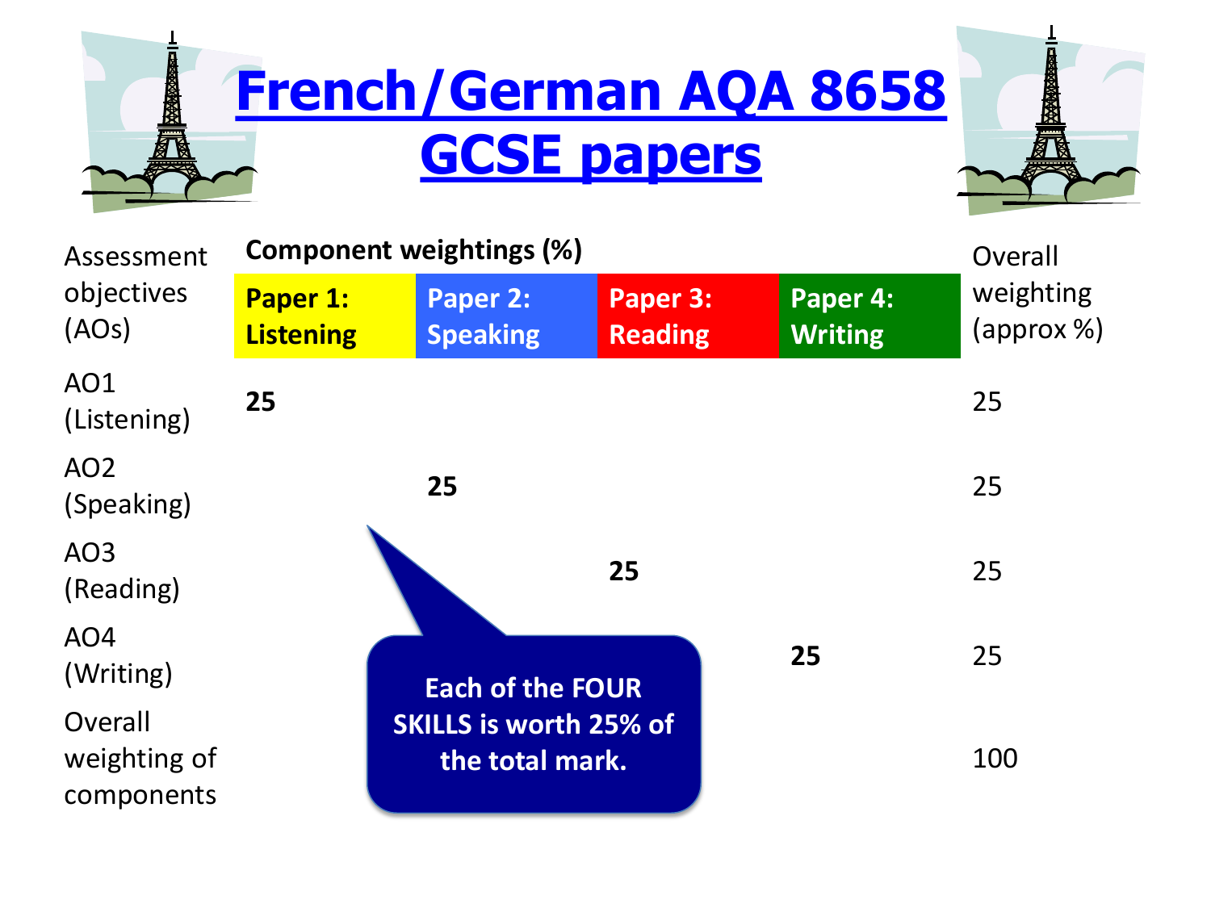# French/German AQA 8658 GCSE papers

| Assessment objectives (AOs) | Component weightings (%) Paper 1: Listening | Paper 2: Speaking | Paper 3: Reading | Paper 4: Writing | Overall weighting (approx %) |
|---|---|---|---|---|---|
| AO1 (Listening) | **25** | | | | 25 |
| AO2 (Speaking) | | **25** | | | 25 |
| AO3 (Reading) | | | **25** | | 25 |
| AO4 (Writing) | | | | **25** | 25 |
| Overall weighting of components | | | | | 100 |

**Each of the FOUR SKILLS is worth 25% of the total mark.**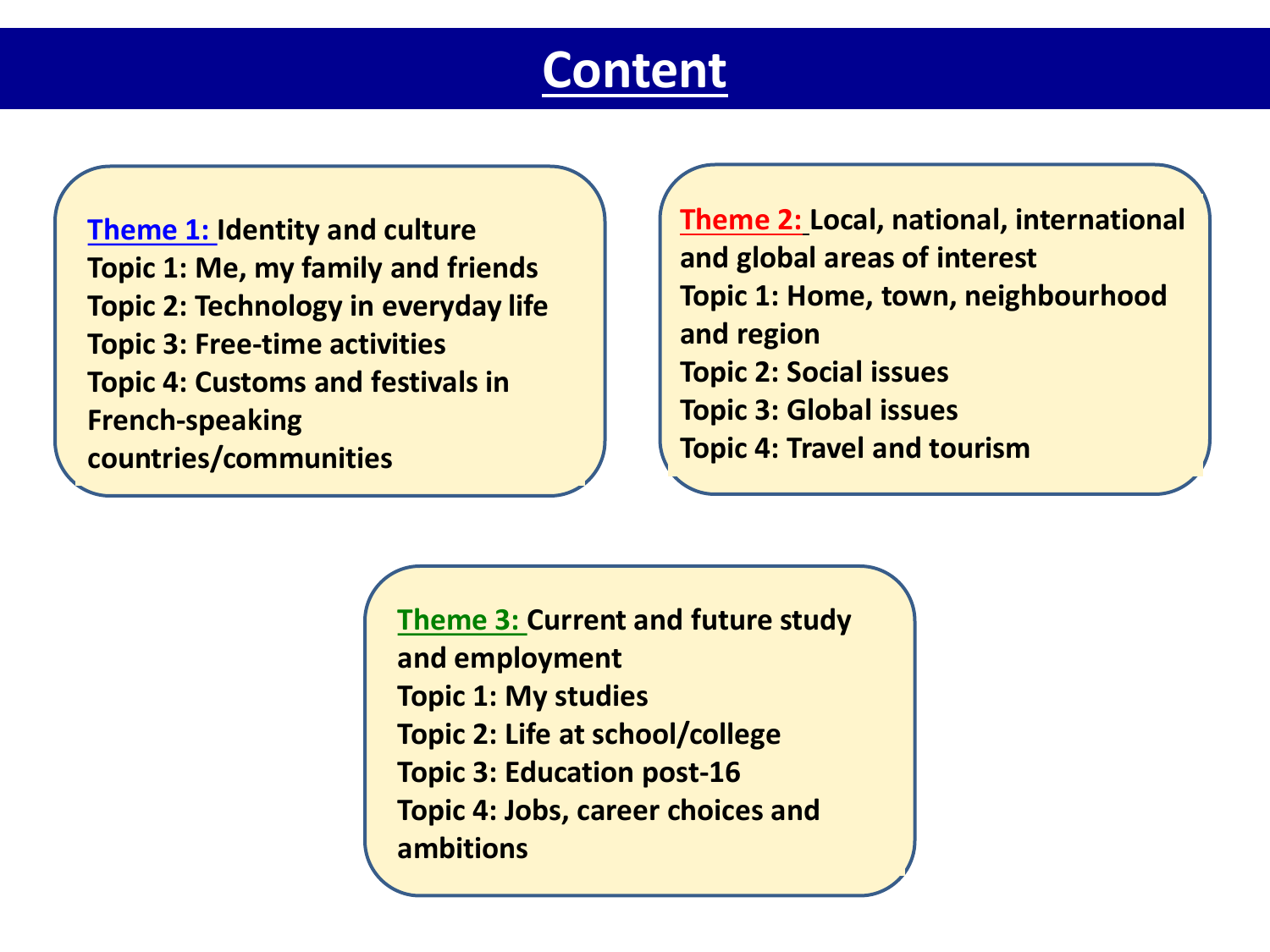# Content

**Theme 1: Identity and culture**
**Topic 1: Me, my family and friends**
**Topic 2: Technology in everyday life**
**Topic 3: Free-time activities**
**Topic 4: Customs and festivals in French-speaking countries/communities**

**Theme 2: Local, national, international and global areas of interest**
**Topic 1: Home, town, neighbourhood and region**
**Topic 2: Social issues**
**Topic 3: Global issues**
**Topic 4: Travel and tourism**

**Theme 3: Current and future study and employment**
**Topic 1: My studies**
**Topic 2: Life at school/college**
**Topic 3: Education post-16**
**Topic 4: Jobs, career choices and ambitions**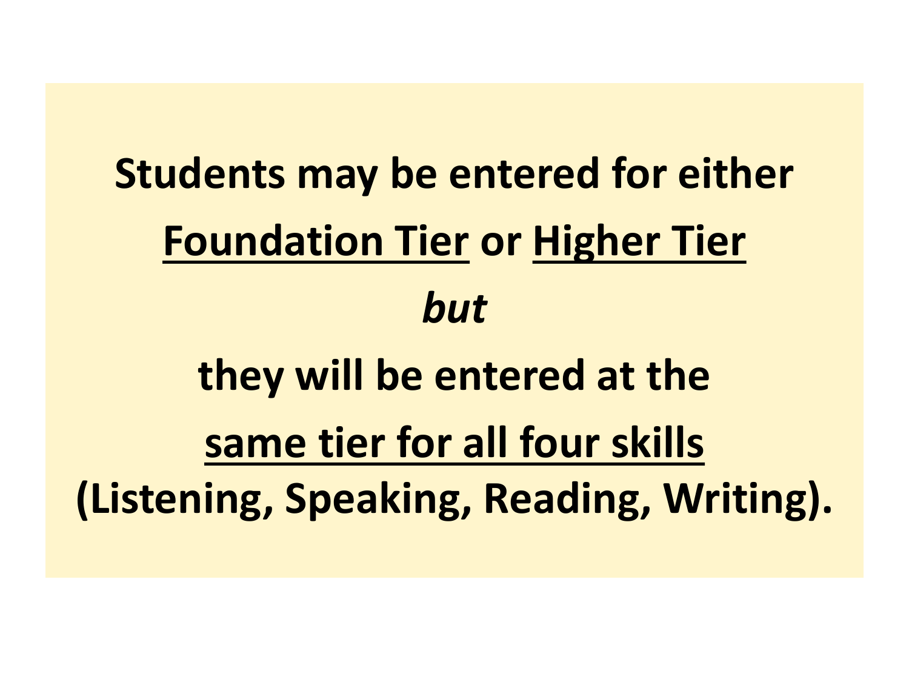**Students may be entered for either**

**<u>Foundation Tier</u> or <u>Higher Tier</u>**

***but***

**they will be entered at the**

**<u>same tier for all four skills</u>**

**(Listening, Speaking, Reading, Writing).**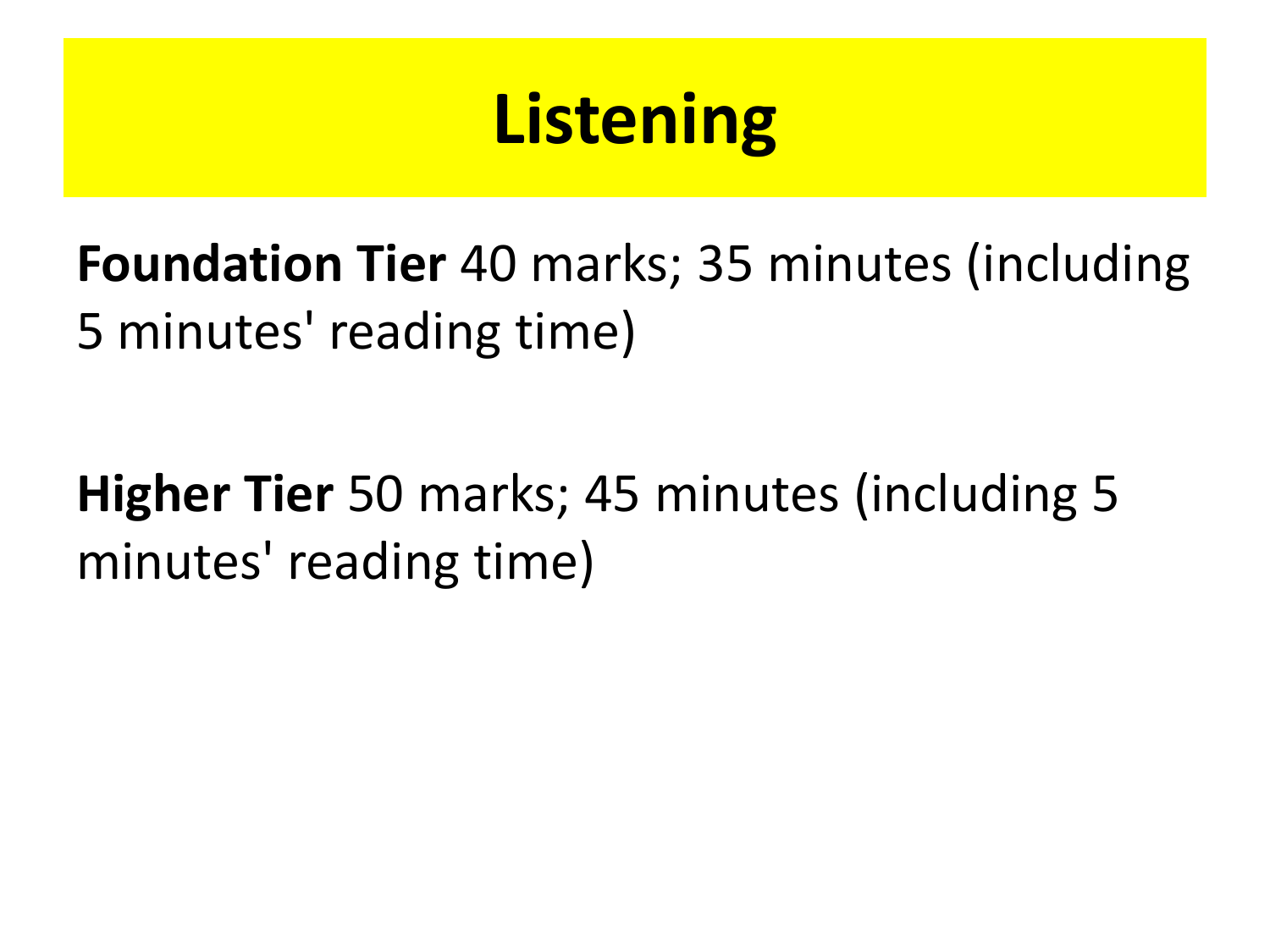# Listening

**Foundation Tier** 40 marks; 35 minutes (including 5 minutes' reading time)

**Higher Tier** 50 marks; 45 minutes (including 5 minutes' reading time)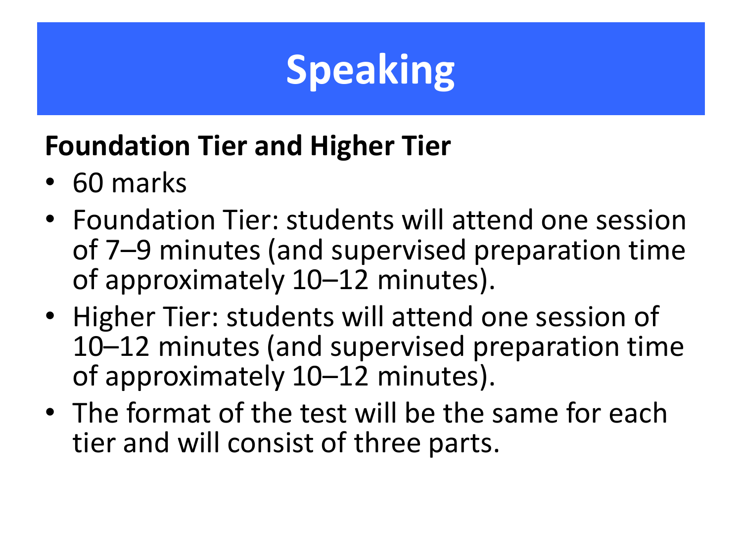# Speaking

**Foundation Tier and Higher Tier**

- 60 marks
- Foundation Tier: students will attend one session of 7–9 minutes (and supervised preparation time of approximately 10–12 minutes).
- Higher Tier: students will attend one session of 10–12 minutes (and supervised preparation time of approximately 10–12 minutes).
- The format of the test will be the same for each tier and will consist of three parts.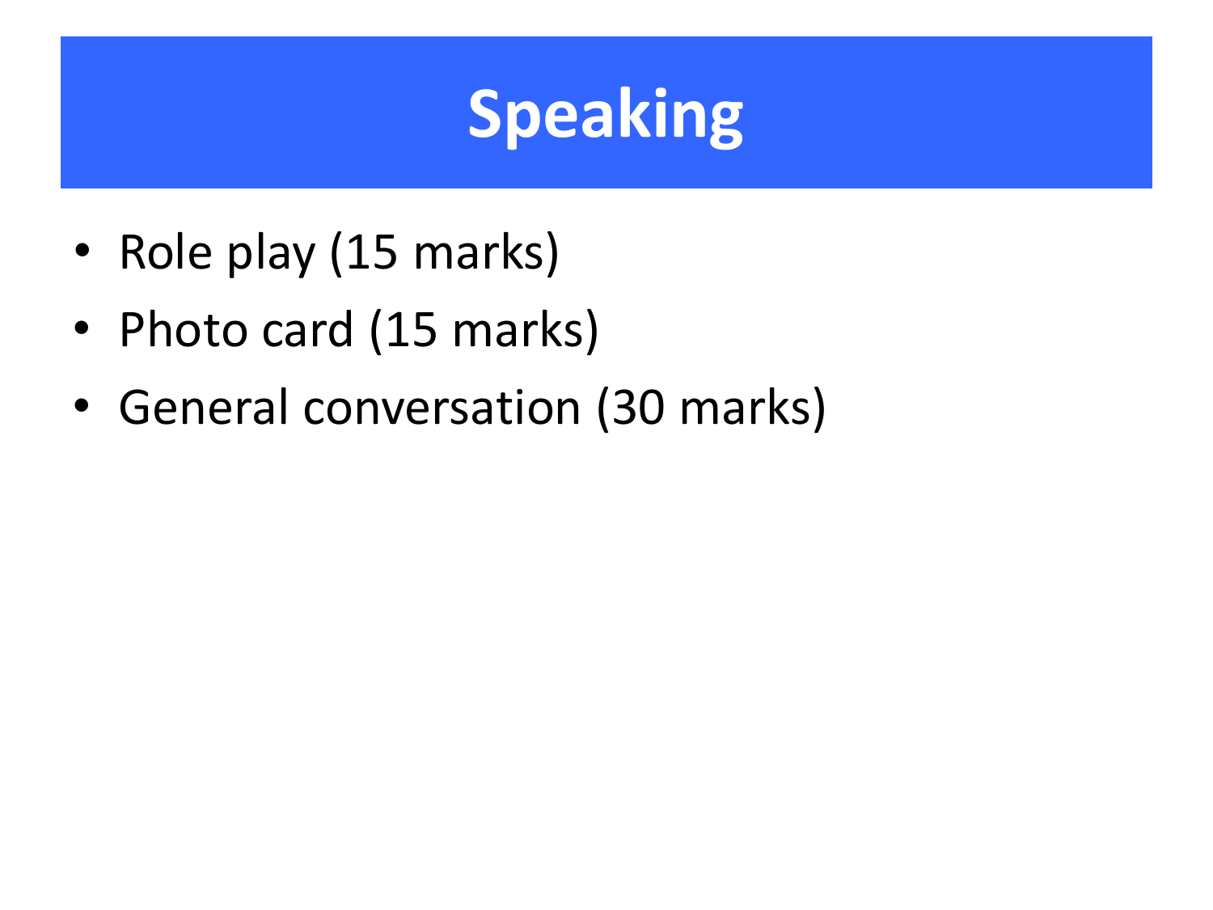# Speaking

- Role play (15 marks)
- Photo card (15 marks)
- General conversation (30 marks)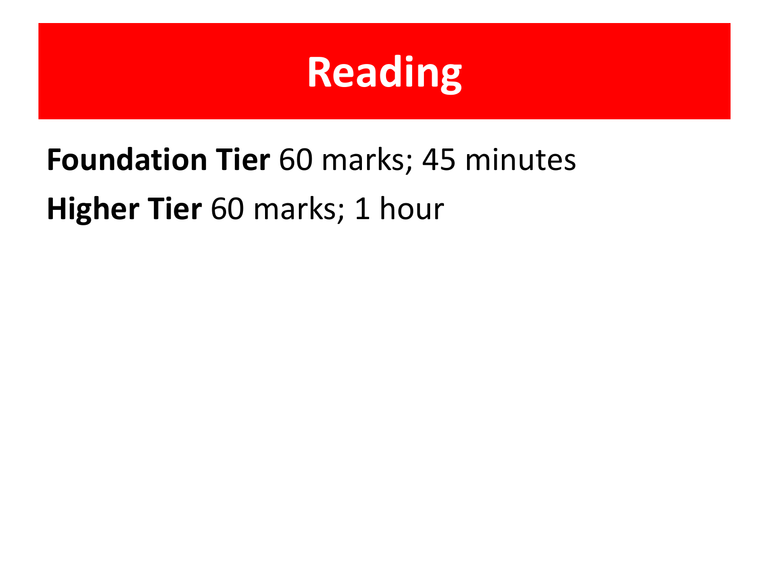# Reading

**Foundation Tier** 60 marks; 45 minutes

**Higher Tier** 60 marks; 1 hour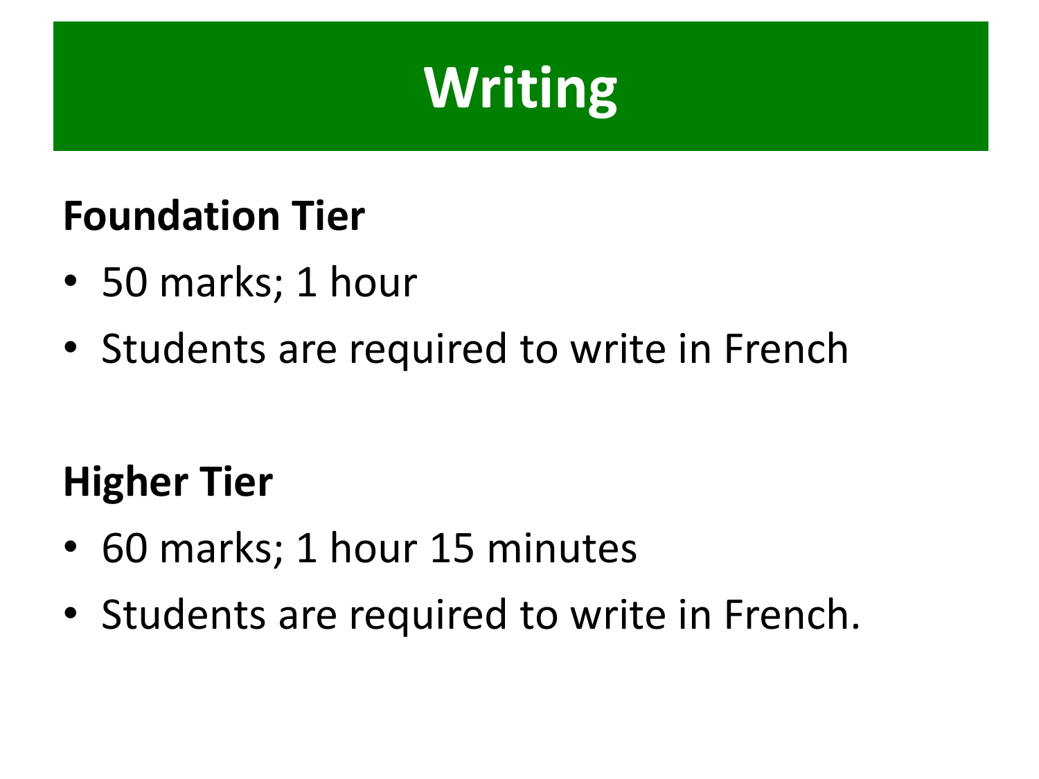# Writing

**Foundation Tier**

- 50 marks; 1 hour
- Students are required to write in French

**Higher Tier**

- 60 marks; 1 hour 15 minutes
- Students are required to write in French.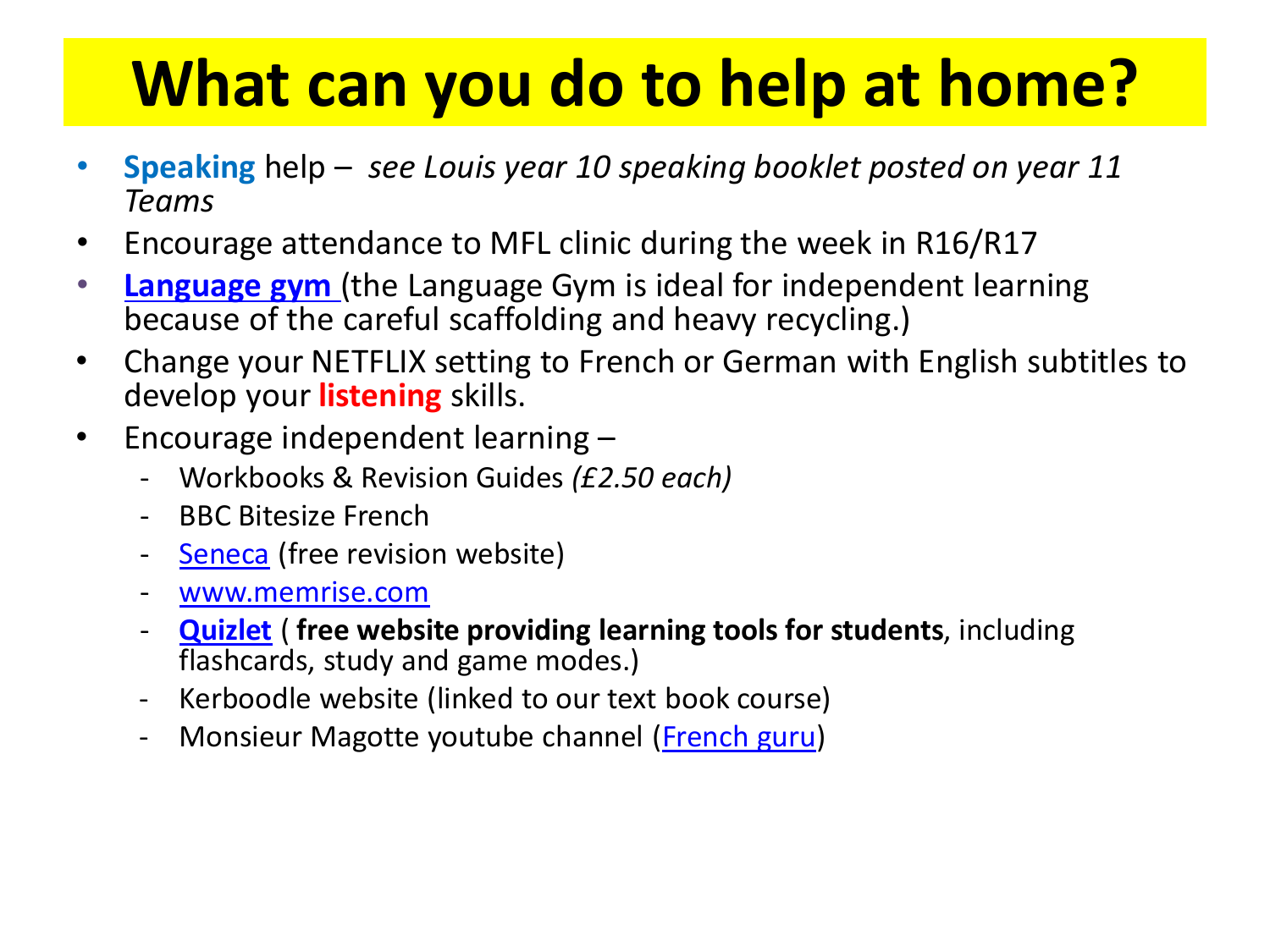# What can you do to help at home?

- **Speaking** help – *see Louis year 10 speaking booklet posted on year 11 Teams*
- Encourage attendance to MFL clinic during the week in R16/R17
- **Language gym** (the Language Gym is ideal for independent learning because of the careful scaffolding and heavy recycling.)
- Change your NETFLIX setting to French or German with English subtitles to develop your **listening** skills.
- Encourage independent learning –
  - Workbooks & Revision Guides *(£2.50 each)*
  - BBC Bitesize French
  - Seneca (free revision website)
  - www.memrise.com
  - **Quizlet** ( **free website providing learning tools for students**, including flashcards, study and game modes.)
  - Kerboodle website (linked to our text book course)
  - Monsieur Magotte youtube channel (French guru)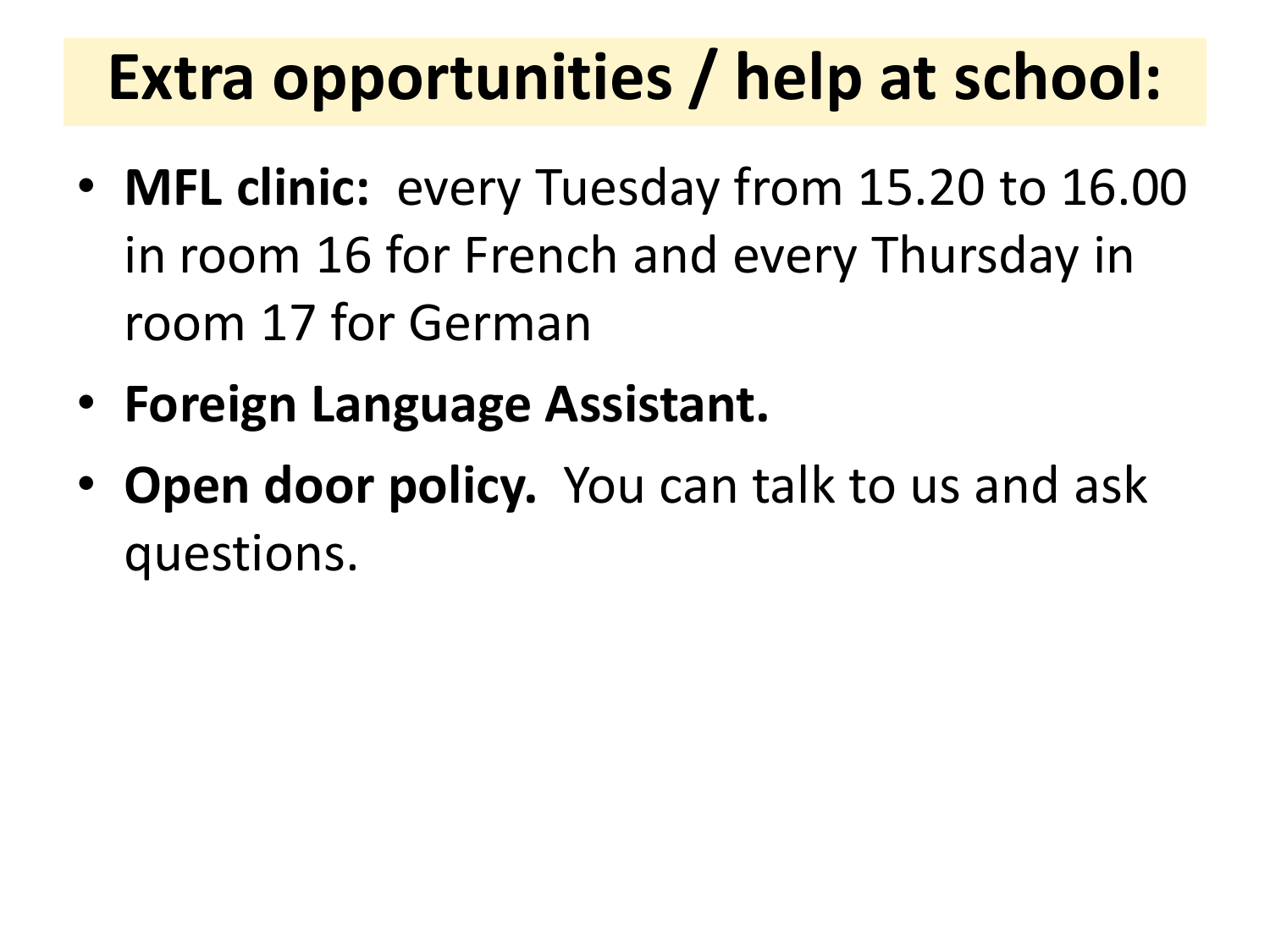# Extra opportunities / help at school:

- **MFL clinic:** every Tuesday from 15.20 to 16.00 in room 16 for French and every Thursday in room 17 for German
- **Foreign Language Assistant.**
- **Open door policy.** You can talk to us and ask questions.